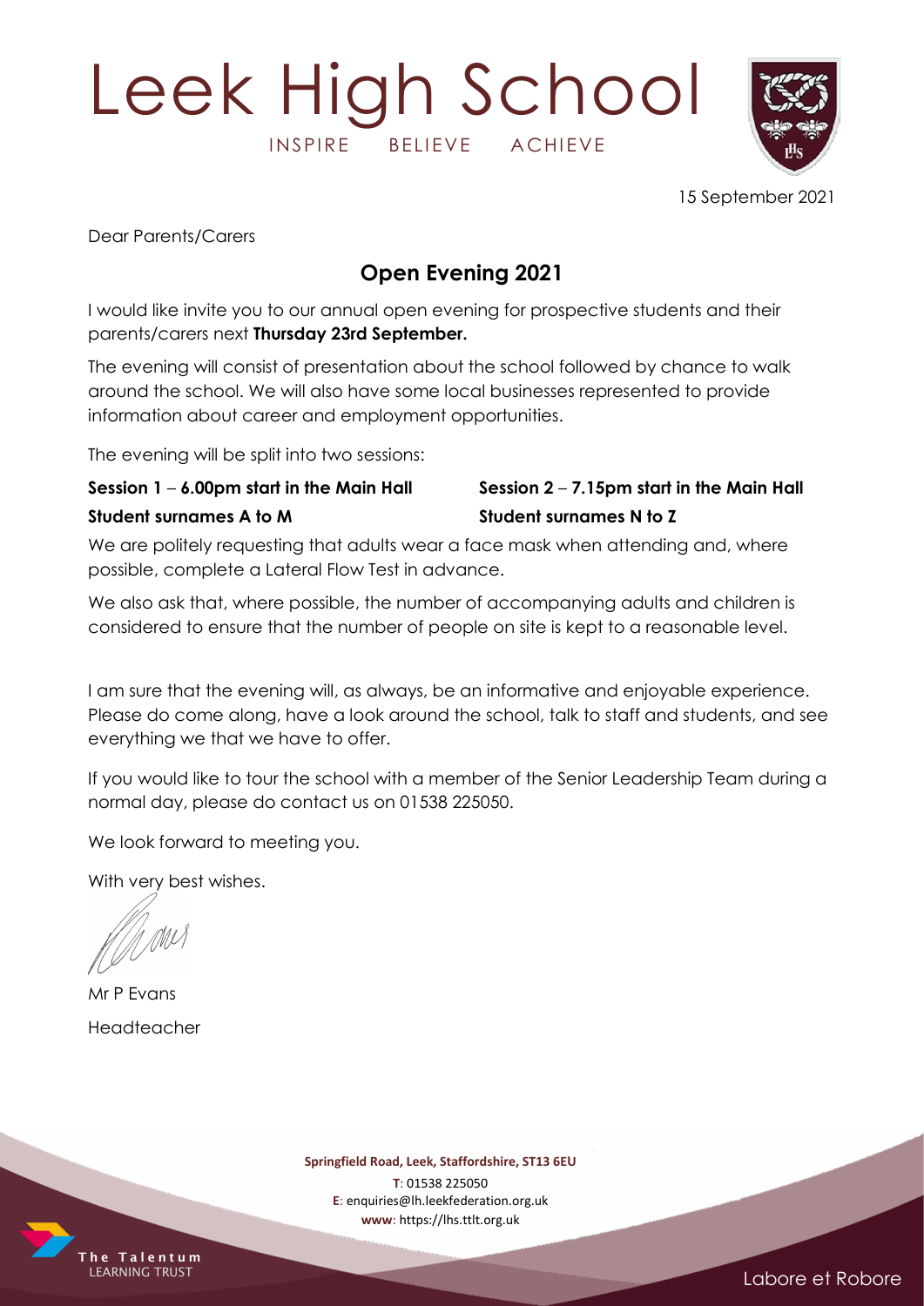# Leek High School

INSPIRE BELIEVE ACHIEVE

15 September 2021

Dear Parents/Carers

## Open Evening 2021

I would like invite you to our annual open evening for prospective students and their parents/carers next **Thursday 23rd September.**

The evening will consist of presentation about the school followed by chance to walk around the school. We will also have some local businesses represented to provide information about career and employment opportunities.

The evening will be split into two sessions:

**Session 1 – 6.00pm start in the Main Hall**
**Student surnames A to M**

**Session 2 – 7.15pm start in the Main Hall**
**Student surnames N to Z**

We are politely requesting that adults wear a face mask when attending and, where possible, complete a Lateral Flow Test in advance.

We also ask that, where possible, the number of accompanying adults and children is considered to ensure that the number of people on site is kept to a reasonable level.

I am sure that the evening will, as always, be an informative and enjoyable experience. Please do come along, have a look around the school, talk to staff and students, and see everything we that we have to offer.

If you would like to tour the school with a member of the Senior Leadership Team during a normal day, please do contact us on 01538 225050.

We look forward to meeting you.

With very best wishes.

Mr P Evans
Headteacher

**Springfield Road, Leek, Staffordshire, ST13 6EU**
**T**: 01538 225050
**E**: enquiries@lh.leekfederation.org.uk
**www**: https://lhs.ttlt.org.uk

The Talentum LEARNING TRUST

Labore et Robore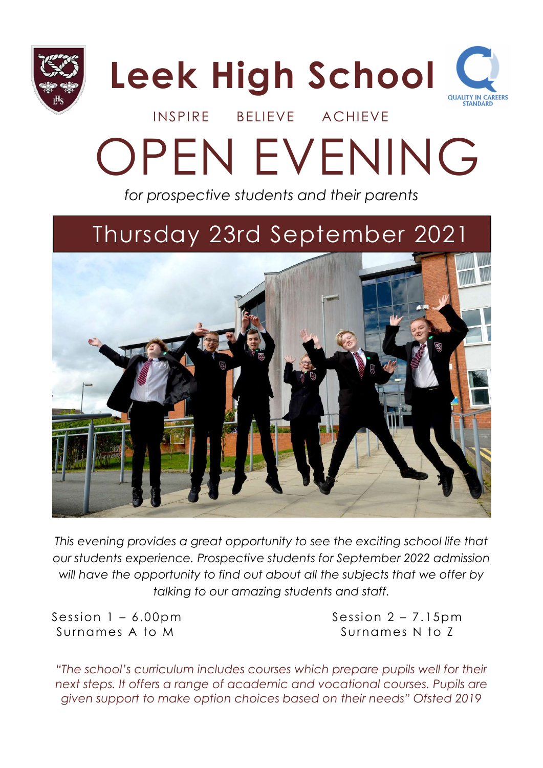# Leek High School

QUALITY IN CAREERS STANDARD

INSPIRE BELIEVE ACHIEVE

# OPEN EVENING

*for prospective students and their parents*

## Thursday 23rd September 2021

*This evening provides a great opportunity to see the exciting school life that our students experience. Prospective students for September 2022 admission will have the opportunity to find out about all the subjects that we offer by talking to our amazing students and staff.*

Session 1 – 6.00pm
Surnames A to M

Session 2 – 7.15pm
Surnames N to Z

*"The school's curriculum includes courses which prepare pupils well for their next steps. It offers a range of academic and vocational courses. Pupils are given support to make option choices based on their needs" Ofsted 2019*